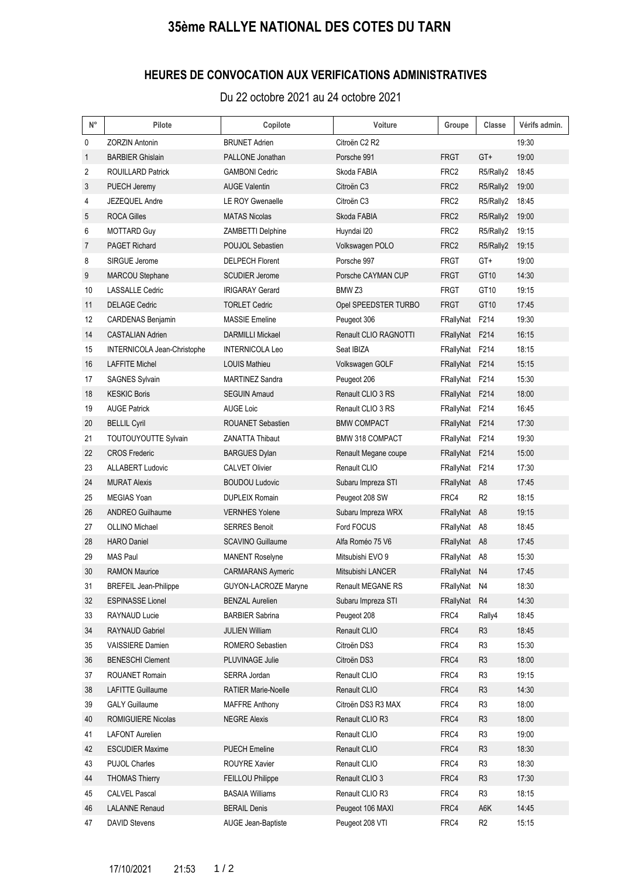# 35ème RALLYE NATIONAL DES COTES DU TARN

## HEURES DE CONVOCATION AUX VERIFICATIONS ADMINISTRATIVES

Du 22 octobre 2021 au 24 octobre 2021

| N° | Pilote | Copilote | Voiture | Groupe | Classe | Vérifs admin. |
|---|---|---|---|---|---|---|
| 0 | ZORZIN Antonin | BRUNET Adrien | Citroën C2 R2 | | | 19:30 |
| 1 | BARBIER Ghislain | PALLONE Jonathan | Porsche 991 | FRGT | GT+ | 19:00 |
| 2 | ROUILLARD Patrick | GAMBONI Cedric | Skoda FABIA | FRC2 | R5/Rally2 | 18:45 |
| 3 | PUECH Jeremy | AUGE Valentin | Citroën C3 | FRC2 | R5/Rally2 | 19:00 |
| 4 | JEZEQUEL Andre | LE ROY Gwenaelle | Citroën C3 | FRC2 | R5/Rally2 | 18:45 |
| 5 | ROCA Gilles | MATAS Nicolas | Skoda FABIA | FRC2 | R5/Rally2 | 19:00 |
| 6 | MOTTARD Guy | ZAMBETTI Delphine | Huyndai I20 | FRC2 | R5/Rally2 | 19:15 |
| 7 | PAGET Richard | POUJOL Sebastien | Volkswagen POLO | FRC2 | R5/Rally2 | 19:15 |
| 8 | SIRGUE Jerome | DELPECH Florent | Porsche 997 | FRGT | GT+ | 19:00 |
| 9 | MARCOU Stephane | SCUDIER Jerome | Porsche CAYMAN CUP | FRGT | GT10 | 14:30 |
| 10 | LASSALLE Cedric | IRIGARAY Gerard | BMW Z3 | FRGT | GT10 | 19:15 |
| 11 | DELAGE Cedric | TORLET Cedric | Opel SPEEDSTER TURBO | FRGT | GT10 | 17:45 |
| 12 | CARDENAS Benjamin | MASSIE Emeline | Peugeot 306 | FRallyNat | F214 | 19:30 |
| 14 | CASTALIAN Adrien | DARMILLI Mickael | Renault CLIO RAGNOTTI | FRallyNat | F214 | 16:15 |
| 15 | INTERNICOLA Jean-Christophe | INTERNICOLA Leo | Seat IBIZA | FRallyNat | F214 | 18:15 |
| 16 | LAFFITE Michel | LOUIS Mathieu | Volkswagen GOLF | FRallyNat | F214 | 15:15 |
| 17 | SAGNES Sylvain | MARTINEZ Sandra | Peugeot 206 | FRallyNat | F214 | 15:30 |
| 18 | KESKIC Boris | SEGUIN Arnaud | Renault CLIO 3 RS | FRallyNat | F214 | 18:00 |
| 19 | AUGE Patrick | AUGE Loic | Renault CLIO 3 RS | FRallyNat | F214 | 16:45 |
| 20 | BELLIL Cyril | ROUANET Sebastien | BMW COMPACT | FRallyNat | F214 | 17:30 |
| 21 | TOUTOUYOUTTE Sylvain | ZANATTA Thibaut | BMW 318 COMPACT | FRallyNat | F214 | 19:30 |
| 22 | CROS Frederic | BARGUES Dylan | Renault Megane coupe | FRallyNat | F214 | 15:00 |
| 23 | ALLABERT Ludovic | CALVET Olivier | Renault CLIO | FRallyNat | F214 | 17:30 |
| 24 | MURAT Alexis | BOUDOU Ludovic | Subaru Impreza STI | FRallyNat | A8 | 17:45 |
| 25 | MEGIAS Yoan | DUPLEIX Romain | Peugeot 208 SW | FRC4 | R2 | 18:15 |
| 26 | ANDREO Guilhaume | VERNHES Yolene | Subaru Impreza WRX | FRallyNat | A8 | 19:15 |
| 27 | OLLINO Michael | SERRES Benoit | Ford FOCUS | FRallyNat | A8 | 18:45 |
| 28 | HARO Daniel | SCAVINO Guillaume | Alfa Roméo 75 V6 | FRallyNat | A8 | 17:45 |
| 29 | MAS Paul | MANENT Roselyne | Mitsubishi EVO 9 | FRallyNat | A8 | 15:30 |
| 30 | RAMON Maurice | CARMARANS Aymeric | Mitsubishi LANCER | FRallyNat | N4 | 17:45 |
| 31 | BREFEIL Jean-Philippe | GUYON-LACROZE Maryne | Renault MEGANE RS | FRallyNat | N4 | 18:30 |
| 32 | ESPINASSE Lionel | BENZAL Aurelien | Subaru Impreza STI | FRallyNat | R4 | 14:30 |
| 33 | RAYNAUD Lucie | BARBIER Sabrina | Peugeot 208 | FRC4 | Rally4 | 18:45 |
| 34 | RAYNAUD Gabriel | JULIEN William | Renault CLIO | FRC4 | R3 | 18:45 |
| 35 | VAISSIERE Damien | ROMERO Sebastien | Citroën DS3 | FRC4 | R3 | 15:30 |
| 36 | BENESCHI Clement | PLUVINAGE Julie | Citroën DS3 | FRC4 | R3 | 18:00 |
| 37 | ROUANET Romain | SERRA Jordan | Renault CLIO | FRC4 | R3 | 19:15 |
| 38 | LAFITTE Guillaume | RATIER Marie-Noelle | Renault CLIO | FRC4 | R3 | 14:30 |
| 39 | GALY Guillaume | MAFFRE Anthony | Citroën DS3 R3 MAX | FRC4 | R3 | 18:00 |
| 40 | ROMIGUIERE Nicolas | NEGRE Alexis | Renault CLIO R3 | FRC4 | R3 | 18:00 |
| 41 | LAFONT Aurelien | | Renault CLIO | FRC4 | R3 | 19:00 |
| 42 | ESCUDIER Maxime | PUECH Emeline | Renault CLIO | FRC4 | R3 | 18:30 |
| 43 | PUJOL Charles | ROUYRE Xavier | Renault CLIO | FRC4 | R3 | 18:30 |
| 44 | THOMAS Thierry | FEILLOU Philippe | Renault CLIO 3 | FRC4 | R3 | 17:30 |
| 45 | CALVEL Pascal | BASAIA Williams | Renault CLIO R3 | FRC4 | R3 | 18:15 |
| 46 | LALANNE Renaud | BERAIL Denis | Peugeot 106 MAXI | FRC4 | A6K | 14:45 |
| 47 | DAVID Stevens | AUGE Jean-Baptiste | Peugeot 208 VTI | FRC4 | R2 | 15:15 |

17/10/2021 21:53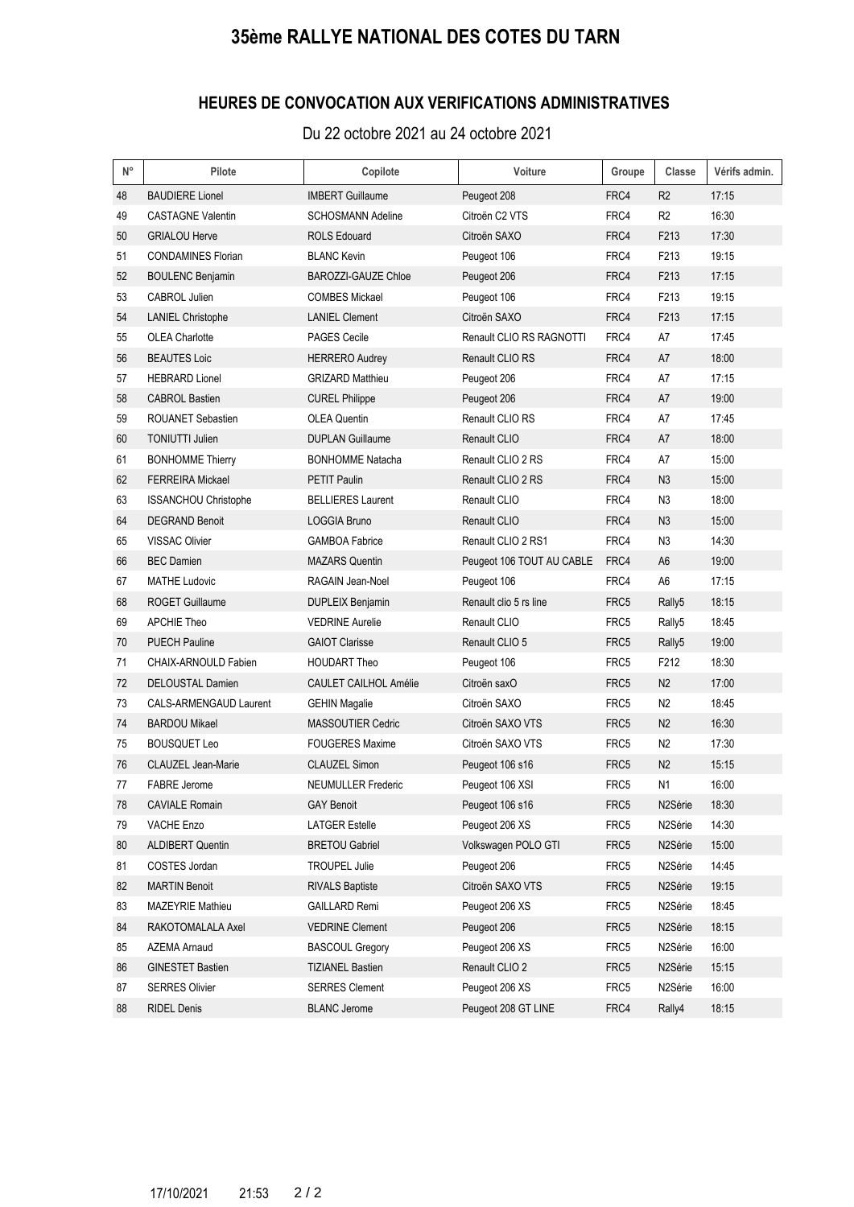# 35ème RALLYE NATIONAL DES COTES DU TARN

## HEURES DE CONVOCATION AUX VERIFICATIONS ADMINISTRATIVES

Du 22 octobre 2021 au 24 octobre 2021

| N° | Pilote | Copilote | Voiture | Groupe | Classe | Vérifs admin. |
|---|---|---|---|---|---|---|
| 48 | BAUDIERE Lionel | IMBERT Guillaume | Peugeot 208 | FRC4 | R2 | 17:15 |
| 49 | CASTAGNE Valentin | SCHOSMANN Adeline | Citroën C2 VTS | FRC4 | R2 | 16:30 |
| 50 | GRIALOU Herve | ROLS Edouard | Citroën SAXO | FRC4 | F213 | 17:30 |
| 51 | CONDAMINES Florian | BLANC Kevin | Peugeot 106 | FRC4 | F213 | 19:15 |
| 52 | BOULENC Benjamin | BAROZZI-GAUZE Chloe | Peugeot 206 | FRC4 | F213 | 17:15 |
| 53 | CABROL Julien | COMBES Mickael | Peugeot 106 | FRC4 | F213 | 19:15 |
| 54 | LANIEL Christophe | LANIEL Clement | Citroën SAXO | FRC4 | F213 | 17:15 |
| 55 | OLEA Charlotte | PAGES Cecile | Renault CLIO RS RAGNOTTI | FRC4 | A7 | 17:45 |
| 56 | BEAUTES Loic | HERRERO Audrey | Renault CLIO RS | FRC4 | A7 | 18:00 |
| 57 | HEBRARD Lionel | GRIZARD Matthieu | Peugeot 206 | FRC4 | A7 | 17:15 |
| 58 | CABROL Bastien | CUREL Philippe | Peugeot 206 | FRC4 | A7 | 19:00 |
| 59 | ROUANET Sebastien | OLEA Quentin | Renault CLIO RS | FRC4 | A7 | 17:45 |
| 60 | TONIUTTI Julien | DUPLAN Guillaume | Renault CLIO | FRC4 | A7 | 18:00 |
| 61 | BONHOMME Thierry | BONHOMME Natacha | Renault CLIO 2 RS | FRC4 | A7 | 15:00 |
| 62 | FERREIRA Mickael | PETIT Paulin | Renault CLIO 2 RS | FRC4 | N3 | 15:00 |
| 63 | ISSANCHOU Christophe | BELLIERES Laurent | Renault CLIO | FRC4 | N3 | 18:00 |
| 64 | DEGRAND Benoit | LOGGIA Bruno | Renault CLIO | FRC4 | N3 | 15:00 |
| 65 | VISSAC Olivier | GAMBOA Fabrice | Renault CLIO 2 RS1 | FRC4 | N3 | 14:30 |
| 66 | BEC Damien | MAZARS Quentin | Peugeot 106 TOUT AU CABLE | FRC4 | A6 | 19:00 |
| 67 | MATHE Ludovic | RAGAIN Jean-Noel | Peugeot 106 | FRC4 | A6 | 17:15 |
| 68 | ROGET Guillaume | DUPLEIX Benjamin | Renault clio 5 rs line | FRC5 | Rally5 | 18:15 |
| 69 | APCHIE Theo | VEDRINE Aurelie | Renault CLIO | FRC5 | Rally5 | 18:45 |
| 70 | PUECH Pauline | GAIOT Clarisse | Renault CLIO 5 | FRC5 | Rally5 | 19:00 |
| 71 | CHAIX-ARNOULD Fabien | HOUDART Theo | Peugeot 106 | FRC5 | F212 | 18:30 |
| 72 | DELOUSTAL Damien | CAULET CAILHOL Amélie | Citroën saxO | FRC5 | N2 | 17:00 |
| 73 | CALS-ARMENGAUD Laurent | GEHIN Magalie | Citroën SAXO | FRC5 | N2 | 18:45 |
| 74 | BARDOU Mikael | MASSOUTIER Cedric | Citroën SAXO VTS | FRC5 | N2 | 16:30 |
| 75 | BOUSQUET Leo | FOUGERES Maxime | Citroën SAXO VTS | FRC5 | N2 | 17:30 |
| 76 | CLAUZEL Jean-Marie | CLAUZEL Simon | Peugeot 106 s16 | FRC5 | N2 | 15:15 |
| 77 | FABRE Jerome | NEUMULLER Frederic | Peugeot 106 XSI | FRC5 | N1 | 16:00 |
| 78 | CAVIALE Romain | GAY Benoit | Peugeot 106 s16 | FRC5 | N2Série | 18:30 |
| 79 | VACHE Enzo | LATGER Estelle | Peugeot 206 XS | FRC5 | N2Série | 14:30 |
| 80 | ALDIBERT Quentin | BRETOU Gabriel | Volkswagen POLO GTI | FRC5 | N2Série | 15:00 |
| 81 | COSTES Jordan | TROUPEL Julie | Peugeot 206 | FRC5 | N2Série | 14:45 |
| 82 | MARTIN Benoit | RIVALS Baptiste | Citroën SAXO VTS | FRC5 | N2Série | 19:15 |
| 83 | MAZEYRIE Mathieu | GAILLARD Remi | Peugeot 206 XS | FRC5 | N2Série | 18:45 |
| 84 | RAKOTOMALALA Axel | VEDRINE Clement | Peugeot 206 | FRC5 | N2Série | 18:15 |
| 85 | AZEMA Arnaud | BASCOUL Gregory | Peugeot 206 XS | FRC5 | N2Série | 16:00 |
| 86 | GINESTET Bastien | TIZIANEL Bastien | Renault CLIO 2 | FRC5 | N2Série | 15:15 |
| 87 | SERRES Olivier | SERRES Clement | Peugeot 206 XS | FRC5 | N2Série | 16:00 |
| 88 | RIDEL Denis | BLANC Jerome | Peugeot 208 GT LINE | FRC4 | Rally4 | 18:15 |

17/10/2021 21:53